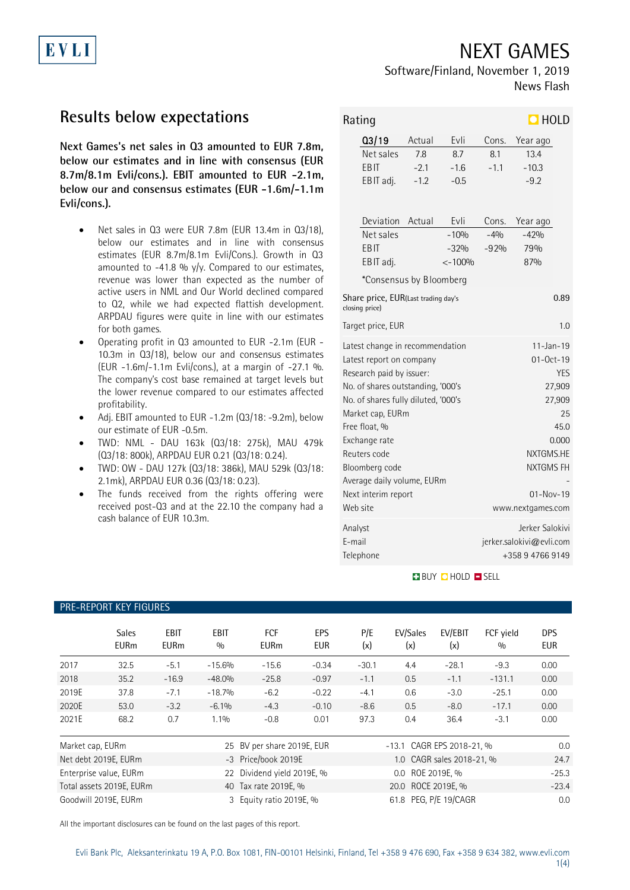EVLI

# NEXT GAMES

Software/Finland, November 1, 2019

News Flash

## Results below expectations

**Next Games's net sales in Q3 amounted to EUR 7.8m, below our estimates and in line with consensus (EUR 8.7m/8.1m Evli/cons.). EBIT amounted to EUR -2.1m, below our and consensus estimates (EUR -1.6m/-1.1m Evli/cons.).**

- Net sales in Q3 were EUR 7.8m (EUR 13.4m in Q3/18), below our estimates and in line with consensus estimates (EUR 8.7m/8.1m Evli/Cons.). Growth in Q3 amounted to -41.8 % y/y. Compared to our estimates, revenue was lower than expected as the number of active users in NML and Our World declined compared to Q2, while we had expected flattish development. ARPDAU figures were quite in line with our estimates for both games.
- Operating profit in Q3 amounted to EUR -2.1m (EUR -10.3m in Q3/18), below our and consensus estimates (EUR -1.6m/-1.1m Evli/cons.), at a margin of -27.1 %. The company's cost base remained at target levels but the lower revenue compared to our estimates affected profitability.
- Adj. EBIT amounted to EUR -1.2m (Q3/18: -9.2m), below our estimate of EUR -0.5m.
- TWD: NML - DAU 163k (Q3/18: 275k), MAU 479k (Q3/18: 800k), ARPDAU EUR 0.21 (Q3/18: 0.24).
- TWD: OW - DAU 127k (Q3/18: 386k), MAU 529k (Q3/18: 2.1mk), ARPDAU EUR 0.36 (Q3/18: 0.23).
- The funds received from the rights offering were received post-Q3 and at the 22.10 the company had a cash balance of EUR 10.3m.

**Rating: HOLD**

| Q3/19 | Actual | Evli | Cons. | Year ago |
|---|---|---|---|---|
| Net sales | 7.8 | 8.7 | 8.1 | 13.4 |
| EBIT | -2.1 | -1.6 | -1.1 | -10.3 |
| EBIT adj. | -1.2 | -0.5 | | -9.2 |

| Deviation | Actual | Evli | Cons. | Year ago |
|---|---|---|---|---|
| Net sales | | -10% | -4% | -42% |
| EBIT | | -32% | -92% | 79% |
| EBIT adj. | | <-100% | | 87% |

*Consensus by Bloomberg

| | |
|---|---|
| Share price, EUR(Last trading day's closing price) | 0.89 |
| Target price, EUR | 1.0 |
| Latest change in recommendation | 11-Jan-19 |
| Latest report on company | 01-Oct-19 |
| Research paid by issuer: | YES |
| No. of shares outstanding, '000's | 27,909 |
| No. of shares fully diluted, '000's | 27,909 |
| Market cap, EURm | 25 |
| Free float, % | 45.0 |
| Exchange rate | 0.000 |
| Reuters code | NXTGMS.HE |
| Bloomberg code | NXTGMS FH |
| Average daily volume, EURm | - |
| Next interim report | 01-Nov-19 |
| Web site | www.nextgames.com |
| Analyst | Jerker Salokivi |
| E-mail | jerker.salokivi@evli.com |
| Telephone | +358 9 4766 9149 |

BUY HOLD SELL

### PRE-REPORT KEY FIGURES

| | Sales EURm | EBIT EURm | EBIT % | FCF EURm | EPS EUR | P/E (x) | EV/Sales (x) | EV/EBIT (x) | FCF yield % | DPS EUR |
|---|---|---|---|---|---|---|---|---|---|---|
| 2017 | 32.5 | -5.1 | -15.6% | -15.6 | -0.34 | -30.1 | 4.4 | -28.1 | -9.3 | 0.00 |
| 2018 | 35.2 | -16.9 | -48.0% | -25.8 | -0.97 | -1.1 | 0.5 | -1.1 | -131.1 | 0.00 |
| 2019E | 37.8 | -7.1 | -18.7% | -6.2 | -0.22 | -4.1 | 0.6 | -3.0 | -25.1 | 0.00 |
| 2020E | 53.0 | -3.2 | -6.1% | -4.3 | -0.10 | -8.6 | 0.5 | -8.0 | -17.1 | 0.00 |
| 2021E | 68.2 | 0.7 | 1.1% | -0.8 | 0.01 | 97.3 | 0.4 | 36.4 | -3.1 | 0.00 |

| | | | | | |
|---|---|---|---|---|---|
| Market cap, EURm | 25 | BV per share 2019E, EUR | -13.1 | CAGR EPS 2018-21, % | 0.0 |
| Net debt 2019E, EURm | -3 | Price/book 2019E | 1.0 | CAGR sales 2018-21, % | 24.7 |
| Enterprise value, EURm | 22 | Dividend yield 2019E, % | 0.0 | ROE 2019E, % | -25.3 |
| Total assets 2019E, EURm | 40 | Tax rate 2019E, % | 20.0 | ROCE 2019E, % | -23.4 |
| Goodwill 2019E, EURm | 3 | Equity ratio 2019E, % | 61.8 | PEG, P/E 19/CAGR | 0.0 |

All the important disclosures can be found on the last pages of this report.

Evli Bank Plc, Aleksanterinkatu 19 A, P.O. Box 1081, FIN-00101 Helsinki, Finland, Tel +358 9 476 690, Fax +358 9 634 382, www.evli.com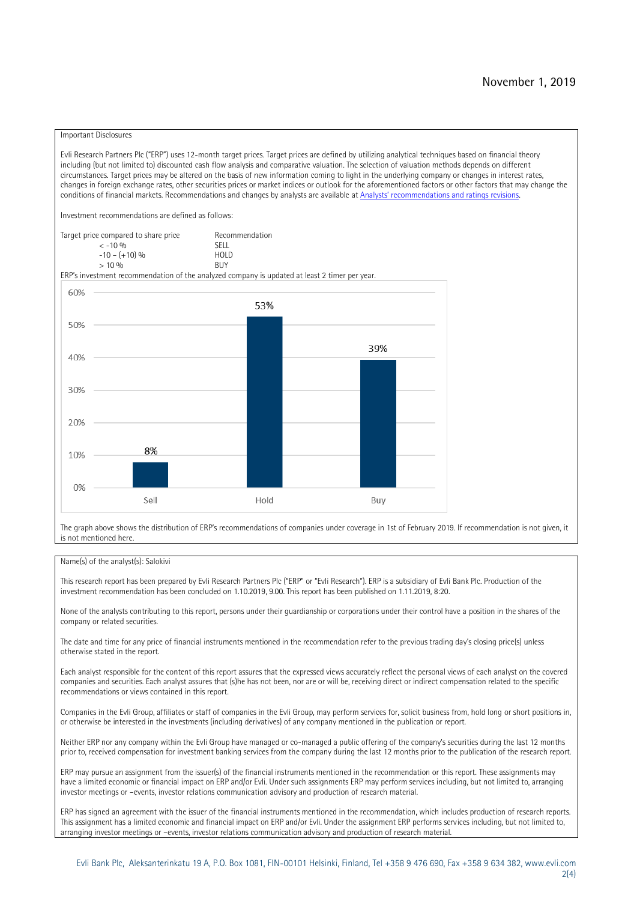November 1, 2019

Important Disclosures

Evli Research Partners Plc ("ERP") uses 12-month target prices. Target prices are defined by utilizing analytical techniques based on financial theory including (but not limited to) discounted cash flow analysis and comparative valuation. The selection of valuation methods depends on different circumstances. Target prices may be altered on the basis of new information coming to light in the underlying company or changes in interest rates, changes in foreign exchange rates, other securities prices or market indices or outlook for the aforementioned factors or other factors that may change the conditions of financial markets. Recommendations and changes by analysts are available at [Analysts' recommendations and ratings revisions](#).

Investment recommendations are defined as follows:

| Target price compared to share price | Recommendation |
|---|---|
| < -10 % | SELL |
| -10 – (+10) % | HOLD |
| > 10 % | BUY |

ERP's investment recommendation of the analyzed company is updated at least 2 timer per year.

| | Sell | Hold | Buy |
|---|---|---|---|
| Share | 8% | 53% | 39% |

The graph above shows the distribution of ERP's recommendations of companies under coverage in 1st of February 2019. If recommendation is not given, it is not mentioned here.

Name(s) of the analyst(s): Salokivi

This research report has been prepared by Evli Research Partners Plc ("ERP" or "Evli Research"). ERP is a subsidiary of Evli Bank Plc. Production of the investment recommendation has been concluded on 1.10.2019, 9.00. This report has been published on 1.11.2019, 8:20.

None of the analysts contributing to this report, persons under their guardianship or corporations under their control have a position in the shares of the company or related securities.

The date and time for any price of financial instruments mentioned in the recommendation refer to the previous trading day's closing price(s) unless otherwise stated in the report.

Each analyst responsible for the content of this report assures that the expressed views accurately reflect the personal views of each analyst on the covered companies and securities. Each analyst assures that (s)he has not been, nor are or will be, receiving direct or indirect compensation related to the specific recommendations or views contained in this report.

Companies in the Evli Group, affiliates or staff of companies in the Evli Group, may perform services for, solicit business from, hold long or short positions in, or otherwise be interested in the investments (including derivatives) of any company mentioned in the publication or report.

Neither ERP nor any company within the Evli Group have managed or co-managed a public offering of the company's securities during the last 12 months prior to, received compensation for investment banking services from the company during the last 12 months prior to the publication of the research report.

ERP may pursue an assignment from the issuer(s) of the financial instruments mentioned in the recommendation or this report. These assignments may have a limited economic or financial impact on ERP and/or Evli. Under such assignments ERP may perform services including, but not limited to, arranging investor meetings or –events, investor relations communication advisory and production of research material.

ERP has signed an agreement with the issuer of the financial instruments mentioned in the recommendation, which includes production of research reports. This assignment has a limited economic and financial impact on ERP and/or Evli. Under the assignment ERP performs services including, but not limited to, arranging investor meetings or –events, investor relations communication advisory and production of research material.

Evli Bank Plc, Aleksanterinkatu 19 A, P.O. Box 1081, FIN-00101 Helsinki, Finland, Tel +358 9 476 690, Fax +358 9 634 382, www.evli.com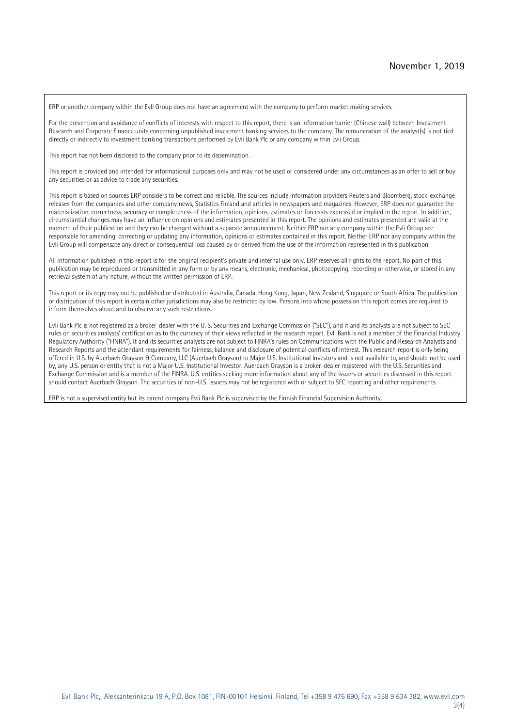ERP or another company within the Evli Group does not have an agreement with the company to perform market making services.

For the prevention and avoidance of conflicts of interests with respect to this report, there is an information barrier (Chinese wall) between Investment Research and Corporate Finance units concerning unpublished investment banking services to the company. The remuneration of the analyst(s) is not tied directly or indirectly to investment banking transactions performed by Evli Bank Plc or any company within Evli Group.

This report has not been disclosed to the company prior to its dissemination.

This report is provided and intended for informational purposes only and may not be used or considered under any circumstances as an offer to sell or buy any securities or as advice to trade any securities.

This report is based on sources ERP considers to be correct and reliable. The sources include information providers Reuters and Bloomberg, stock-exchange releases from the companies and other company news, Statistics Finland and articles in newspapers and magazines. However, ERP does not guarantee the materialization, correctness, accuracy or completeness of the information, opinions, estimates or forecasts expressed or implied in the report. In addition, circumstantial changes may have an influence on opinions and estimates presented in this report. The opinions and estimates presented are valid at the moment of their publication and they can be changed without a separate announcement. Neither ERP nor any company within the Evli Group are responsible for amending, correcting or updating any information, opinions or estimates contained in this report. Neither ERP nor any company within the Evli Group will compensate any direct or consequential loss caused by or derived from the use of the information represented in this publication.

All information published in this report is for the original recipient's private and internal use only. ERP reserves all rights to the report. No part of this publication may be reproduced or transmitted in any form or by any means, electronic, mechanical, photocopying, recording or otherwise, or stored in any retrieval system of any nature, without the written permission of ERP.

This report or its copy may not be published or distributed in Australia, Canada, Hong Kong, Japan, New Zealand, Singapore or South Africa. The publication or distribution of this report in certain other jurisdictions may also be restricted by law. Persons into whose possession this report comes are required to inform themselves about and to observe any such restrictions.

Evli Bank Plc is not registered as a broker-dealer with the U. S. Securities and Exchange Commission ("SEC"), and it and its analysts are not subject to SEC rules on securities analysts' certification as to the currency of their views reflected in the research report. Evli Bank is not a member of the Financial Industry Regulatory Authority ("FINRA"). It and its securities analysts are not subject to FINRA's rules on Communications with the Public and Research Analysts and Research Reports and the attendant requirements for fairness, balance and disclosure of potential conflicts of interest. This research report is only being offered in U.S. by Auerbach Grayson & Company, LLC (Auerbach Grayson) to Major U.S. Institutional Investors and is not available to, and should not be used by, any U.S. person or entity that is not a Major U.S. Institutional Investor. Auerbach Grayson is a broker-dealer registered with the U.S. Securities and Exchange Commission and is a member of the FINRA. U.S. entities seeking more information about any of the issuers or securities discussed in this report should contact Auerbach Grayson. The securities of non-U.S. issuers may not be registered with or subject to SEC reporting and other requirements.

ERP is not a supervised entity but its parent company Evli Bank Plc is supervised by the Finnish Financial Supervision Authority.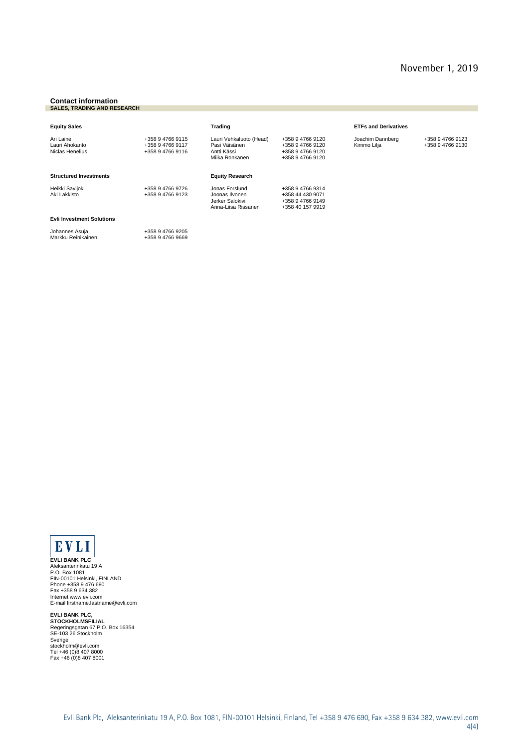November 1, 2019

## Contact information

**SALES, TRADING AND RESEARCH**

**Equity Sales**

| | |
|---|---|
| Ari Laine | +358 9 4766 9115 |
| Lauri Ahokanto | +358 9 4766 9117 |
| Niclas Henelius | +358 9 4766 9116 |

**Trading**

| | |
|---|---|
| Lauri Vehkaluoto (Head) | +358 9 4766 9120 |
| Pasi Väisänen | +358 9 4766 9120 |
| Antti Kässi | +358 9 4766 9120 |
| Miika Ronkanen | +358 9 4766 9120 |

**ETFs and Derivatives**

| | |
|---|---|
| Joachim Dannberg | +358 9 4766 9123 |
| Kimmo Lilja | +358 9 4766 9130 |

**Structured Investments**

| | |
|---|---|
| Heikki Savijoki | +358 9 4766 9726 |
| Aki Lakkisto | +358 9 4766 9123 |

**Equity Research**

| | |
|---|---|
| Jonas Forslund | +358 9 4766 9314 |
| Joonas Ilvonen | +358 44 430 9071 |
| Jerker Salokivi | +358 9 4766 9149 |
| Anna-Liisa Rissanen | +358 40 157 9919 |

**Evli Investment Solutions**

| | |
|---|---|
| Johannes Asuja | +358 9 4766 9205 |
| Markku Reinikainen | +358 9 4766 9669 |

EVLI

**EVLI BANK PLC**
Aleksanterinkatu 19 A
P.O. Box 1081
FIN-00101 Helsinki, FINLAND
Phone +358 9 476 690
Fax +358 9 634 382
Internet www.evli.com
E-mail firstname.lastname@evli.com

**EVLI BANK PLC,**
**STOCKHOLMSFILIAL**
Regeringsgatan 67 P.O. Box 16354
SE-103 26 Stockholm
Sverige
stockholm@evli.com
Tel +46 (0)8 407 8000
Fax +46 (0)8 407 8001